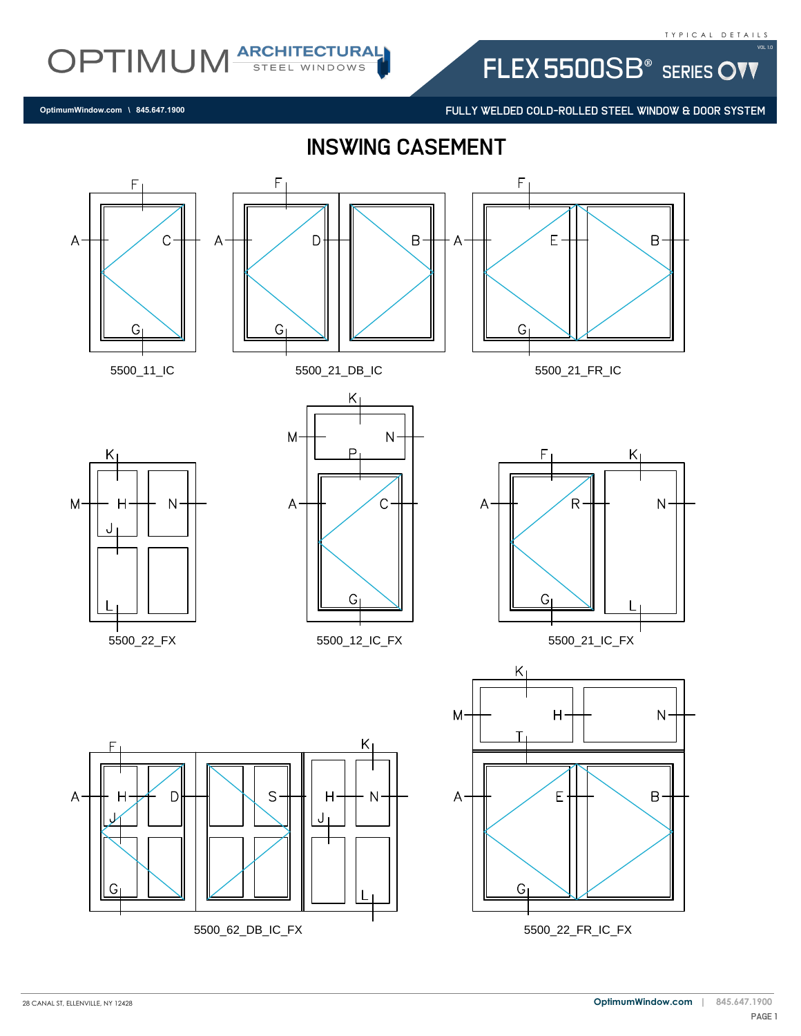OPTIMUM ARCHITECTURAL STEEL WINDOWS

TYPICAL DETAILS

# FLEX 5500SB® SERIES

OptimumWindow.com \ 845.647.1900

FULLY WELDED COLD-ROLLED STEEL WINDOW & DOOR SYSTEM

## INSWING CASEMENT

5500_11_IC

5500_21_DB_IC

5500_21_FR_IC

5500_22_FX

5500_12_IC_FX

5500_21_IC_FX

5500_62_DB_IC_FX

5500_22_FR_IC_FX

28 CANAL ST, ELLENVILLE, NY 12428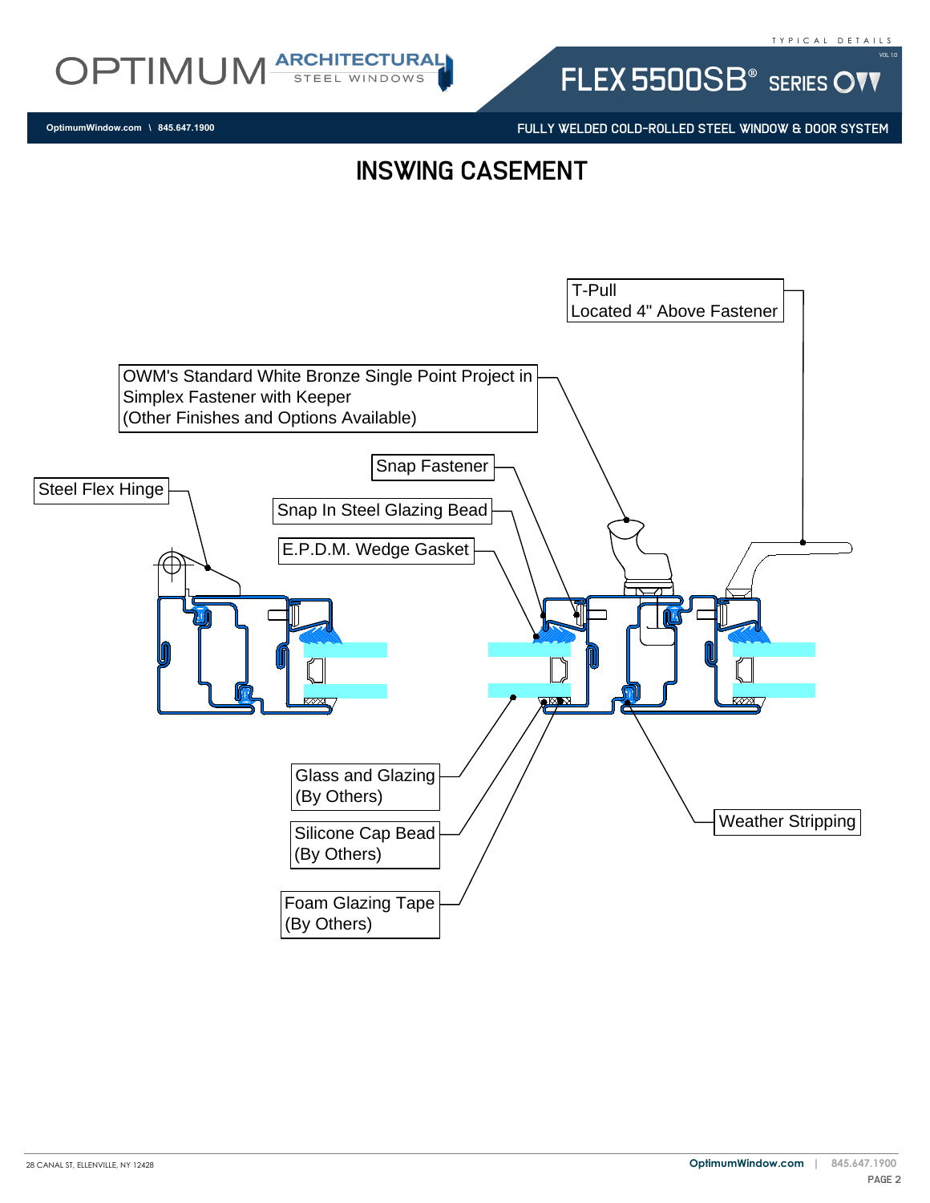# INSWING CASEMENT

T-Pull
Located 4" Above Fastener

OWM's Standard White Bronze Single Point Project in Simplex Fastener with Keeper
(Other Finishes and Options Available)

Snap Fastener

Steel Flex Hinge

Snap In Steel Glazing Bead

E.P.D.M. Wedge Gasket

Glass and Glazing
(By Others)

Silicone Cap Bead
(By Others)

Foam Glazing Tape
(By Others)

Weather Stripping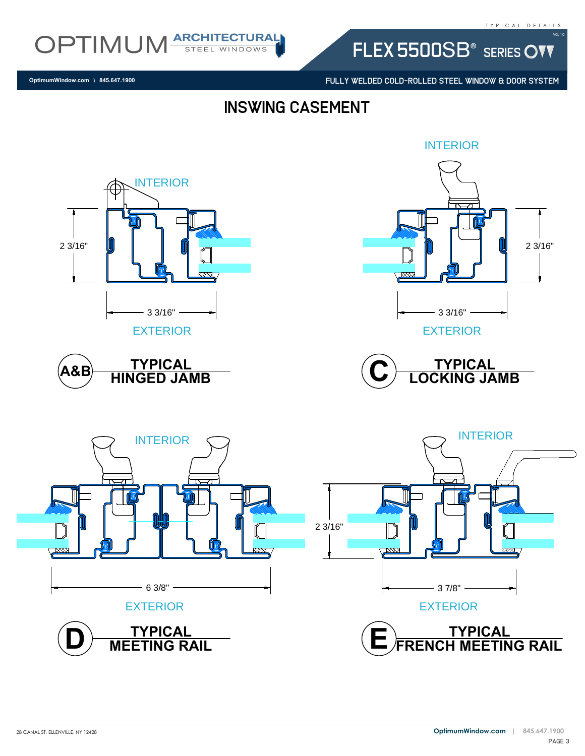# INSWING CASEMENT

INTERIOR

2 3/16"

3 3/16"

EXTERIOR

**A&B** **TYPICAL HINGED JAMB**

INTERIOR

2 3/16"

3 3/16"

EXTERIOR

**C** **TYPICAL LOCKING JAMB**

INTERIOR

6 3/8"

EXTERIOR

**D** **TYPICAL MEETING RAIL**

INTERIOR

2 3/16"

3 7/8"

EXTERIOR

**E** **TYPICAL FRENCH MEETING RAIL**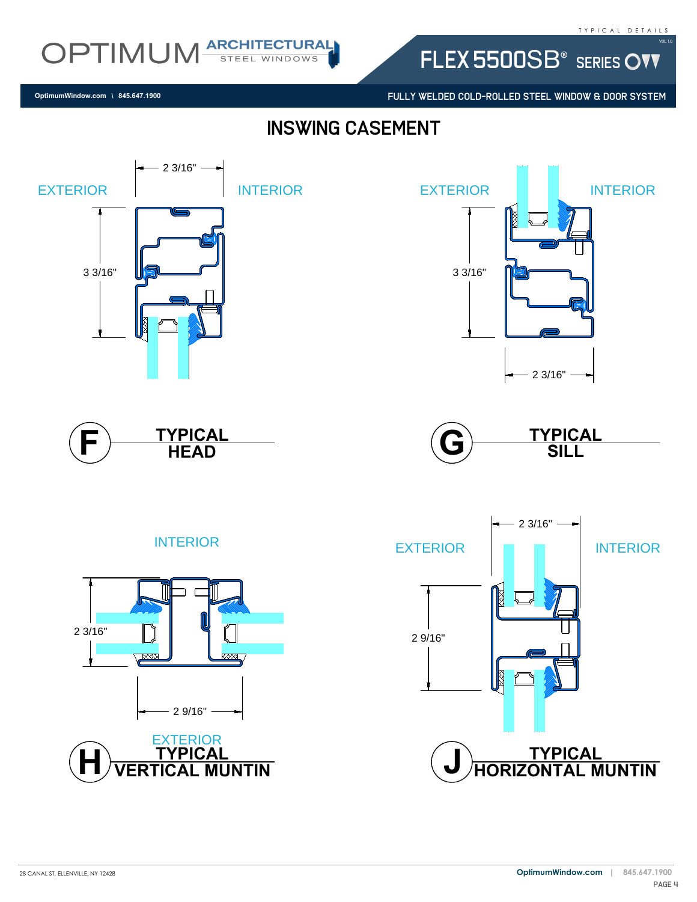# INSWING CASEMENT

EXTERIOR | INTERIOR

2 3/16"

3 3/16"

**F** — **TYPICAL HEAD**

EXTERIOR | INTERIOR

3 3/16"

2 3/16"

**G** — **TYPICAL SILL**

INTERIOR

2 3/16"

2 9/16"

EXTERIOR

**H** — **TYPICAL VERTICAL MUNTIN**

EXTERIOR | INTERIOR

2 3/16"

2 9/16"

**J** — **TYPICAL HORIZONTAL MUNTIN**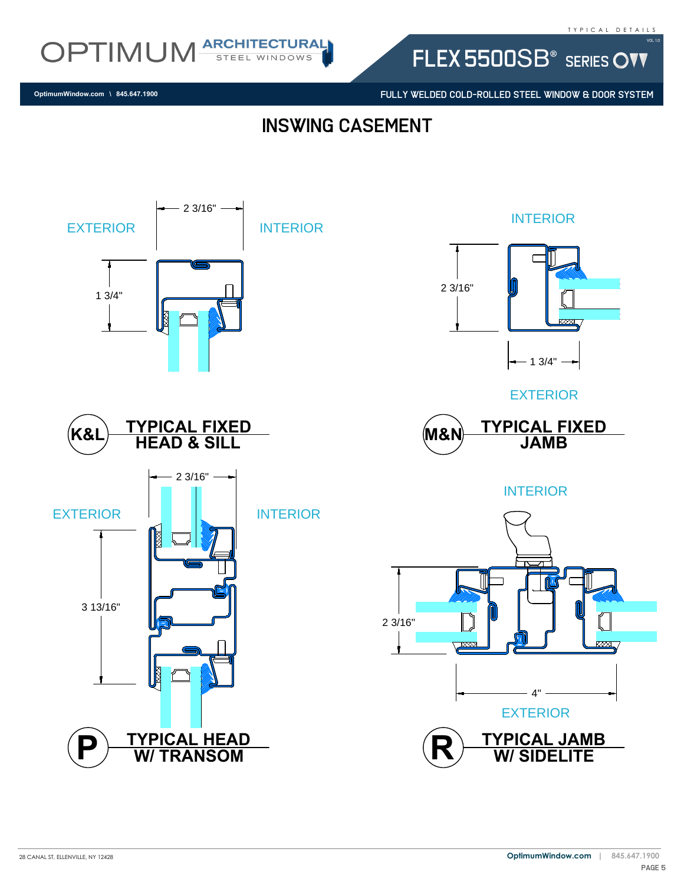# INSWING CASEMENT

EXTERIOR

2 3/16"

INTERIOR

1 3/4"

**K&L** **TYPICAL FIXED HEAD & SILL**

INTERIOR

2 3/16"

1 3/4"

EXTERIOR

**M&N** **TYPICAL FIXED JAMB**

2 3/16"

EXTERIOR

INTERIOR

3 13/16"

**P** **TYPICAL HEAD W/ TRANSOM**

INTERIOR

2 3/16"

4"

EXTERIOR

**R** **TYPICAL JAMB W/ SIDELITE**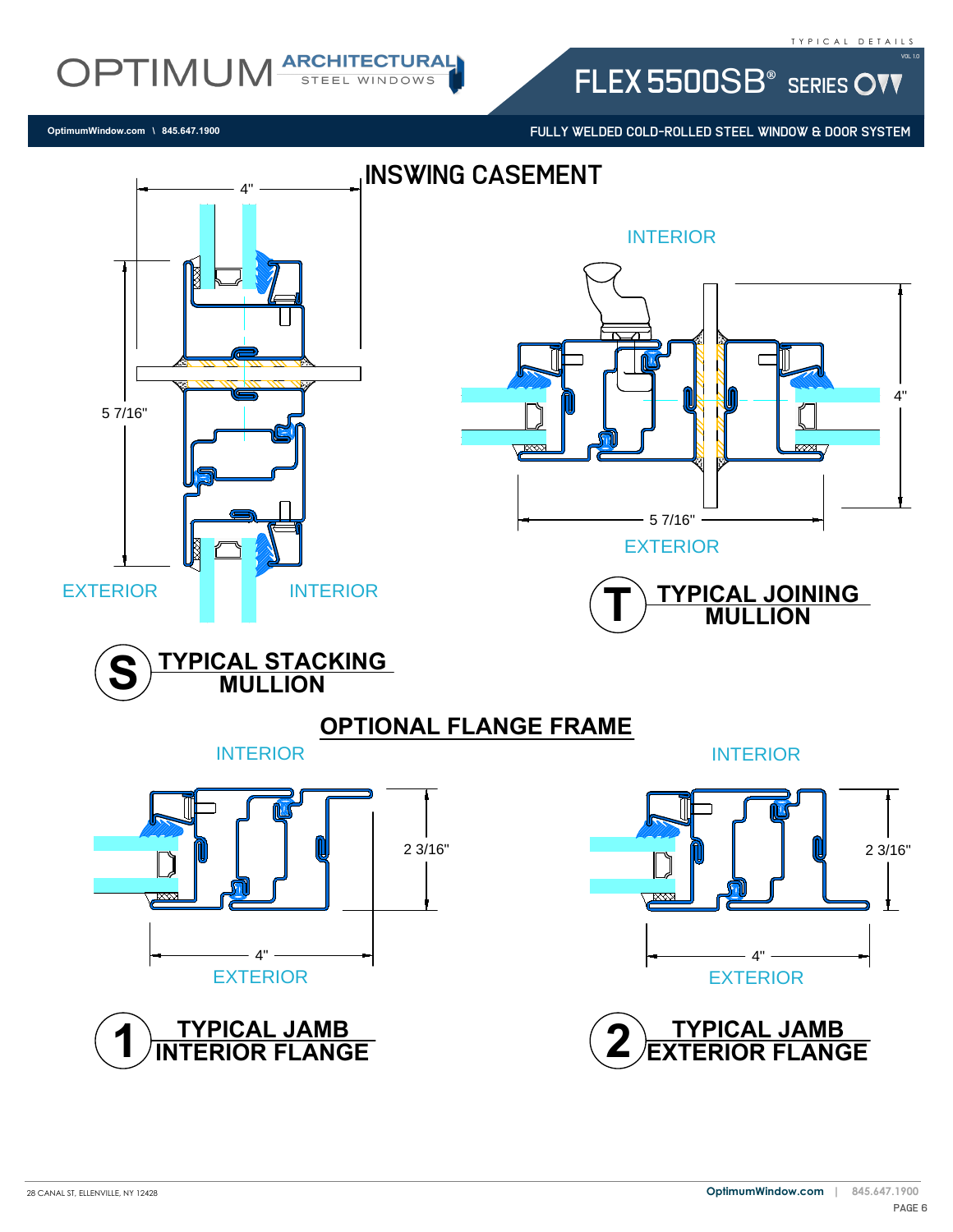OPTIMUM ARCHITECTURAL STEEL WINDOWS

TYPICAL DETAILS

FLEX 5500SB® SERIES

OptimumWindow.com \ 845.647.1900

FULLY WELDED COLD-ROLLED STEEL WINDOW & DOOR SYSTEM

# INSWING CASEMENT

4"

5 7/16"

EXTERIOR

INTERIOR

**S** TYPICAL STACKING MULLION

INTERIOR

4"

5 7/16"

EXTERIOR

**T** TYPICAL JOINING MULLION

# OPTIONAL FLANGE FRAME

INTERIOR

2 3/16"

4"

EXTERIOR

**1** TYPICAL JAMB INTERIOR FLANGE

INTERIOR

2 3/16"

4"

EXTERIOR

**2** TYPICAL JAMB EXTERIOR FLANGE

28 CANAL ST, ELLENVILLE, NY 12428

OptimumWindow.com | 845.647.1900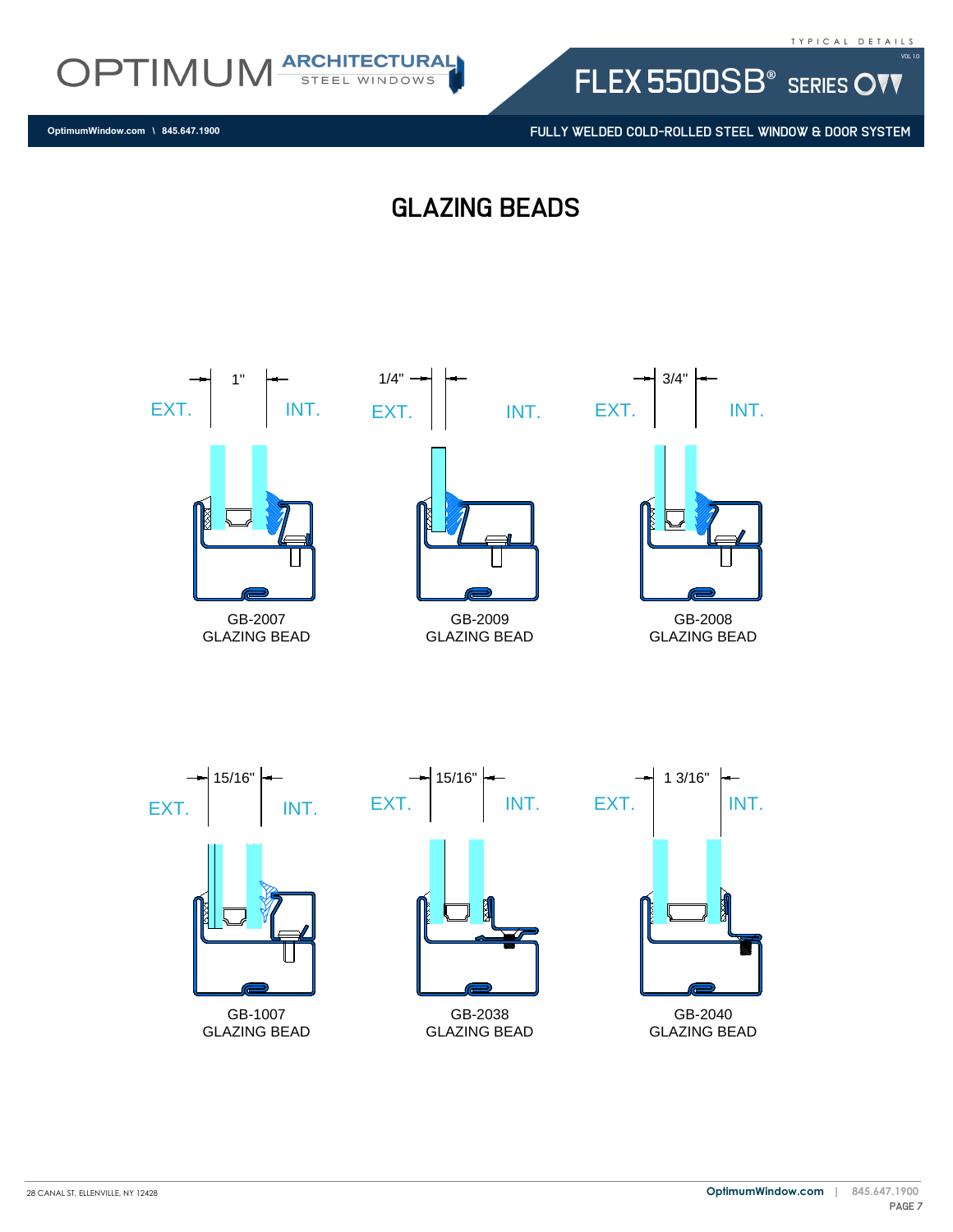# GLAZING BEADS

1"
EXT.
INT.

GB-2007
GLAZING BEAD

1/4"
EXT.
INT.

GB-2009
GLAZING BEAD

3/4"
EXT.
INT.

GB-2008
GLAZING BEAD

15/16"
EXT.
INT.

GB-1007
GLAZING BEAD

15/16"
EXT.
INT.

GB-2038
GLAZING BEAD

1 3/16"
EXT.
INT.

GB-2040
GLAZING BEAD